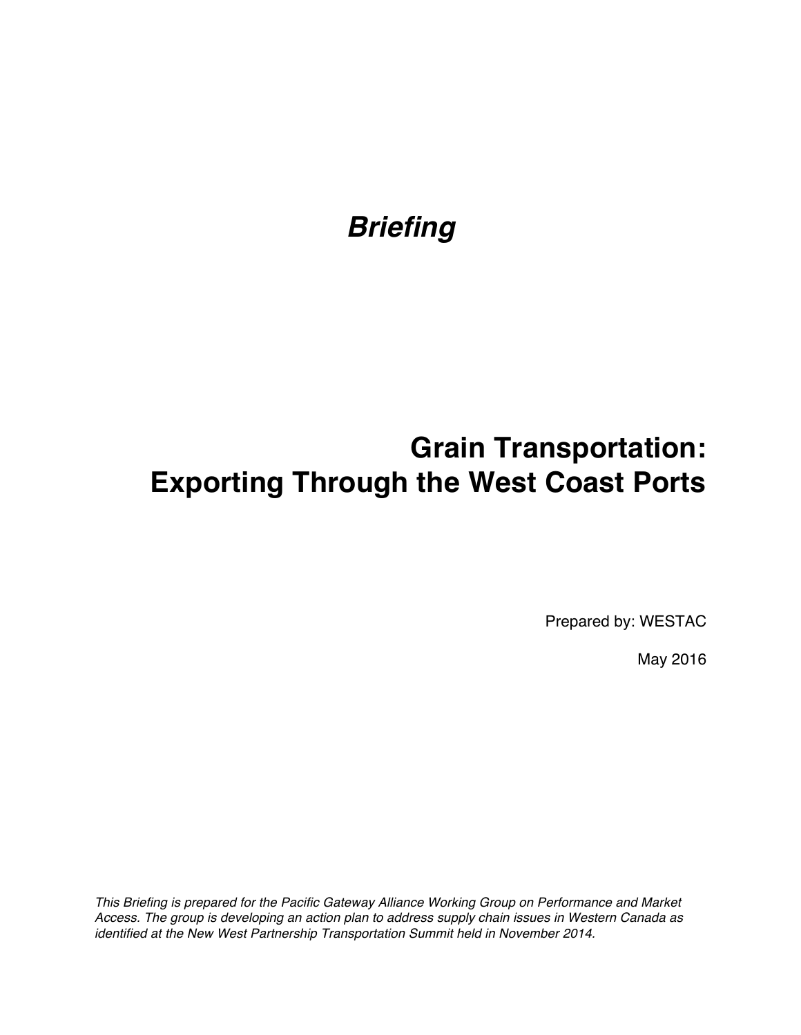*Briefing*

# Grain Transportation: Exporting Through the West Coast Ports

Prepared by: WESTAC

May 2016

*This Briefing is prepared for the Pacific Gateway Alliance Working Group on Performance and Market Access. The group is developing an action plan to address supply chain issues in Western Canada as identified at the New West Partnership Transportation Summit held in November 2014.*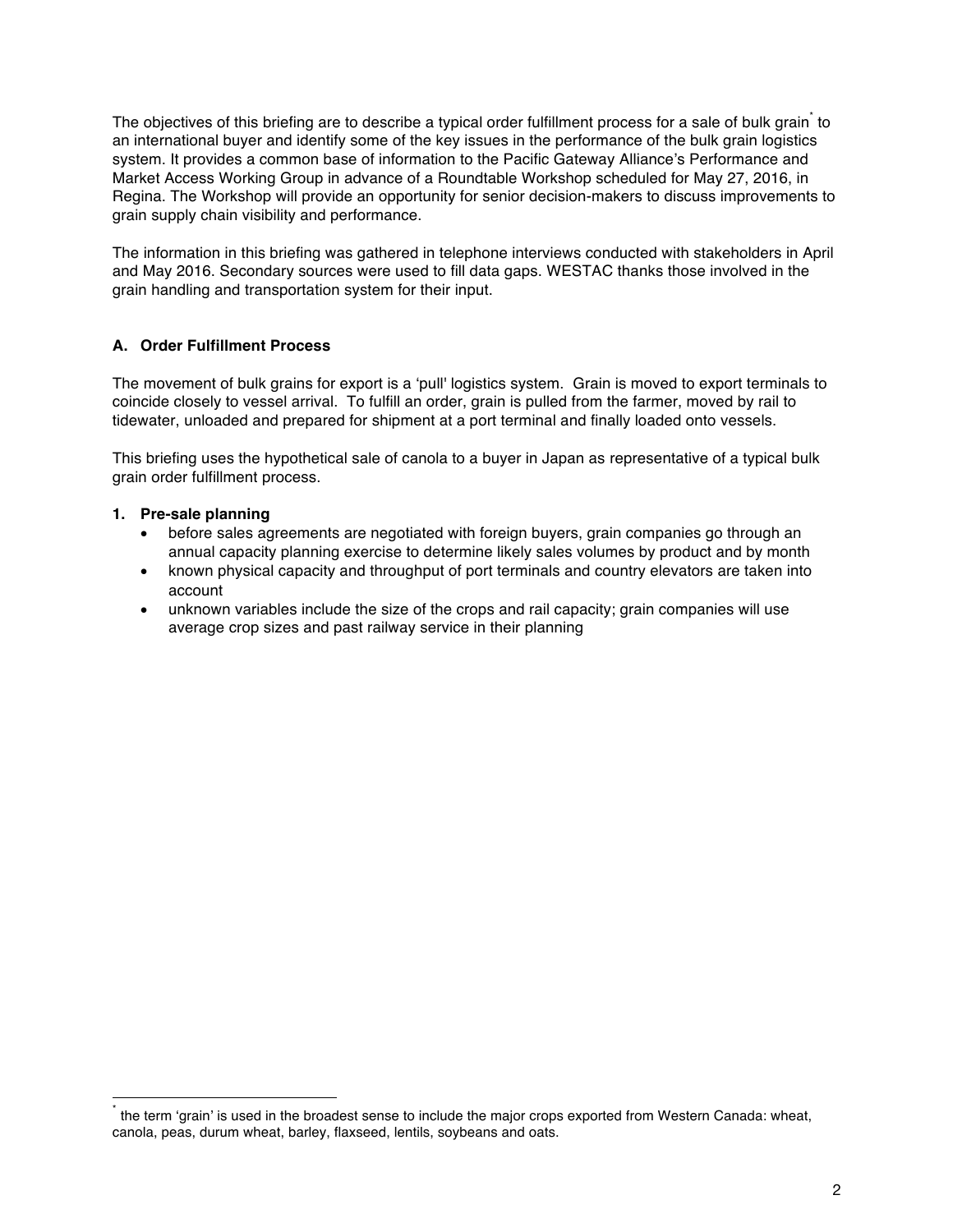The objectives of this briefing are to describe a typical order fulfillment process for a sale of bulk grain[*] to an international buyer and identify some of the key issues in the performance of the bulk grain logistics system. It provides a common base of information to the Pacific Gateway Alliance's Performance and Market Access Working Group in advance of a Roundtable Workshop scheduled for May 27, 2016, in Regina. The Workshop will provide an opportunity for senior decision-makers to discuss improvements to grain supply chain visibility and performance.

The information in this briefing was gathered in telephone interviews conducted with stakeholders in April and May 2016. Secondary sources were used to fill data gaps. WESTAC thanks those involved in the grain handling and transportation system for their input.

## A. Order Fulfillment Process

The movement of bulk grains for export is a 'pull' logistics system. Grain is moved to export terminals to coincide closely to vessel arrival. To fulfill an order, grain is pulled from the farmer, moved by rail to tidewater, unloaded and prepared for shipment at a port terminal and finally loaded onto vessels.

This briefing uses the hypothetical sale of canola to a buyer in Japan as representative of a typical bulk grain order fulfillment process.

### 1. Pre-sale planning

- before sales agreements are negotiated with foreign buyers, grain companies go through an annual capacity planning exercise to determine likely sales volumes by product and by month
- known physical capacity and throughput of port terminals and country elevators are taken into account
- unknown variables include the size of the crops and rail capacity; grain companies will use average crop sizes and past railway service in their planning

---

[*] the term 'grain' is used in the broadest sense to include the major crops exported from Western Canada: wheat, canola, peas, durum wheat, barley, flaxseed, lentils, soybeans and oats.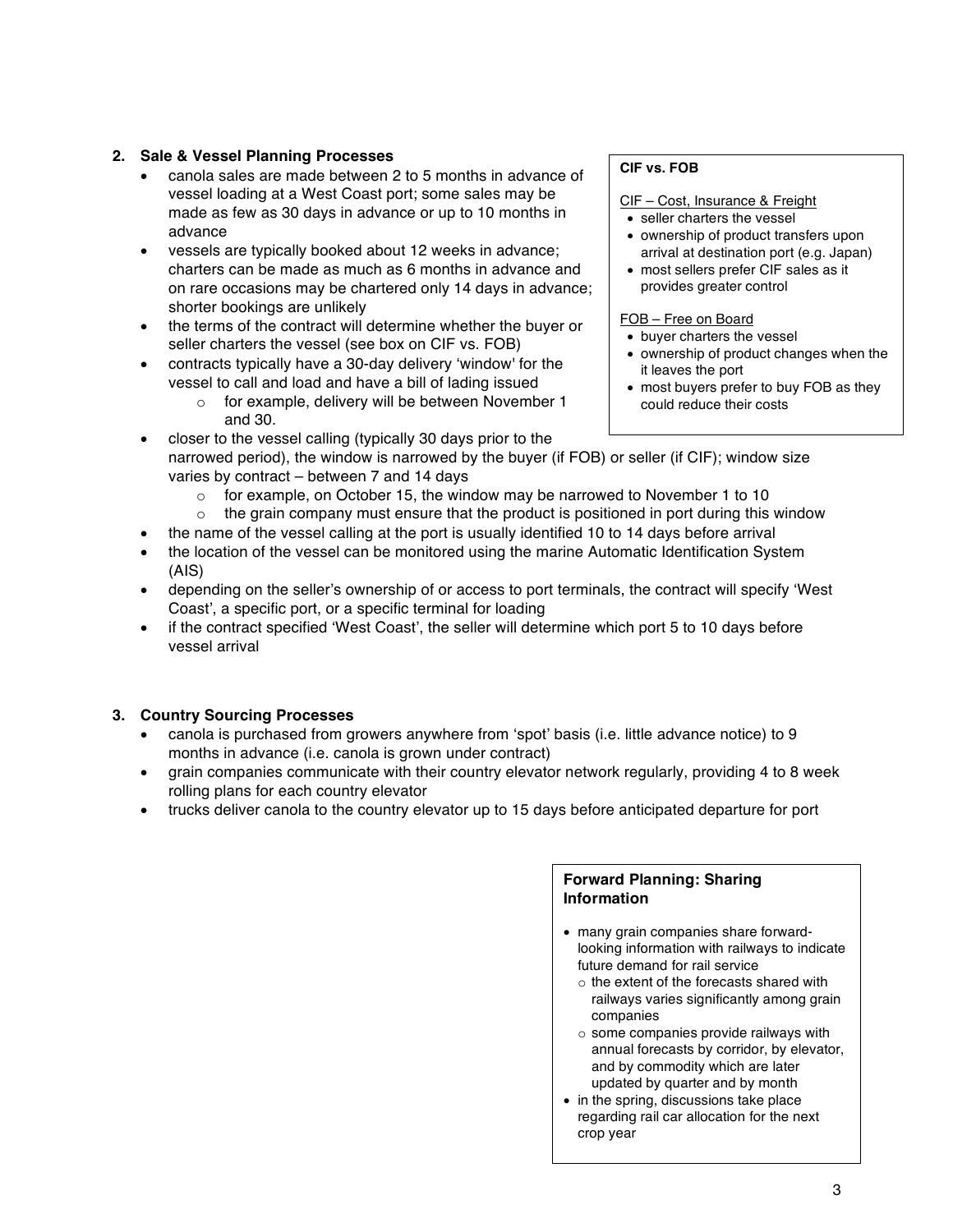## 2. Sale & Vessel Planning Processes

- canola sales are made between 2 to 5 months in advance of vessel loading at a West Coast port; some sales may be made as few as 30 days in advance or up to 10 months in advance
- vessels are typically booked about 12 weeks in advance; charters can be made as much as 6 months in advance and on rare occasions may be chartered only 14 days in advance; shorter bookings are unlikely
- the terms of the contract will determine whether the buyer or seller charters the vessel (see box on CIF vs. FOB)
- contracts typically have a 30-day delivery 'window' for the vessel to call and load and have a bill of lading issued
  - for example, delivery will be between November 1 and 30.
- closer to the vessel calling (typically 30 days prior to the narrowed period), the window is narrowed by the buyer (if FOB) or seller (if CIF); window size varies by contract – between 7 and 14 days
  - for example, on October 15, the window may be narrowed to November 1 to 10
  - the grain company must ensure that the product is positioned in port during this window
- the name of the vessel calling at the port is usually identified 10 to 14 days before arrival
- the location of the vessel can be monitored using the marine Automatic Identification System (AIS)
- depending on the seller's ownership of or access to port terminals, the contract will specify 'West Coast', a specific port, or a specific terminal for loading
- if the contract specified 'West Coast', the seller will determine which port 5 to 10 days before vessel arrival

> **CIF vs. FOB**
>
> CIF – Cost, Insurance & Freight
> - seller charters the vessel
> - ownership of product transfers upon arrival at destination port (e.g. Japan)
> - most sellers prefer CIF sales as it provides greater control
>
> FOB – Free on Board
> - buyer charters the vessel
> - ownership of product changes when the it leaves the port
> - most buyers prefer to buy FOB as they could reduce their costs

## 3. Country Sourcing Processes

- canola is purchased from growers anywhere from 'spot' basis (i.e. little advance notice) to 9 months in advance (i.e. canola is grown under contract)
- grain companies communicate with their country elevator network regularly, providing 4 to 8 week rolling plans for each country elevator
- trucks deliver canola to the country elevator up to 15 days before anticipated departure for port

> **Forward Planning: Sharing Information**
>
> - many grain companies share forward-looking information with railways to indicate future demand for rail service
>   - the extent of the forecasts shared with railways varies significantly among grain companies
>   - some companies provide railways with annual forecasts by corridor, by elevator, and by commodity which are later updated by quarter and by month
> - in the spring, discussions take place regarding rail car allocation for the next crop year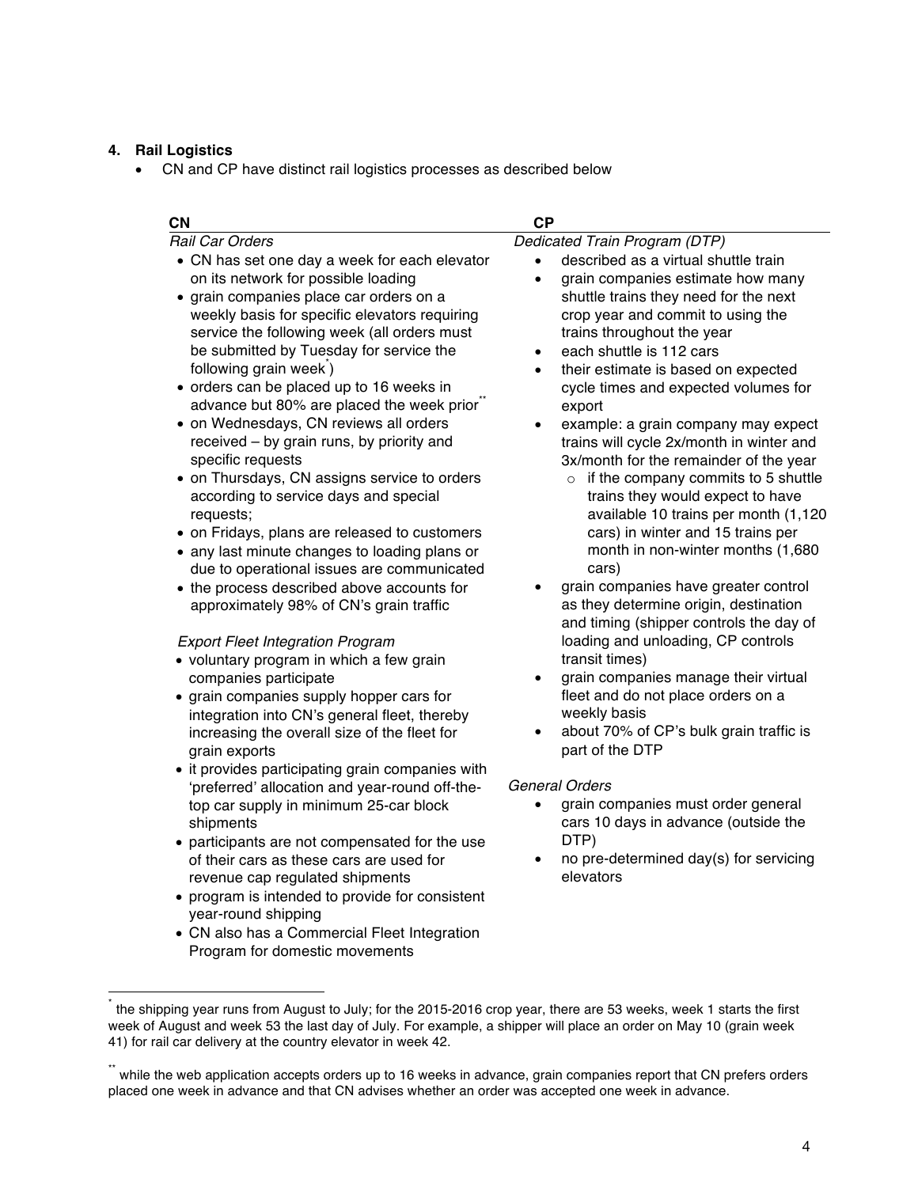4. **Rail Logistics**

- CN and CP have distinct rail logistics processes as described below

### CN

*Rail Car Orders*

- CN has set one day a week for each elevator on its network for possible loading
- grain companies place car orders on a weekly basis for specific elevators requiring service the following week (all orders must be submitted by Tuesday for service the following grain week[*])
- orders can be placed up to 16 weeks in advance but 80% are placed the week prior[**]
- on Wednesdays, CN reviews all orders received – by grain runs, by priority and specific requests
- on Thursdays, CN assigns service to orders according to service days and special requests;
- on Fridays, plans are released to customers
- any last minute changes to loading plans or due to operational issues are communicated
- the process described above accounts for approximately 98% of CN's grain traffic

*Export Fleet Integration Program*

- voluntary program in which a few grain companies participate
- grain companies supply hopper cars for integration into CN's general fleet, thereby increasing the overall size of the fleet for grain exports
- it provides participating grain companies with 'preferred' allocation and year-round off-the-top car supply in minimum 25-car block shipments
- participants are not compensated for the use of their cars as these cars are used for revenue cap regulated shipments
- program is intended to provide for consistent year-round shipping
- CN also has a Commercial Fleet Integration Program for domestic movements

### CP

*Dedicated Train Program (DTP)*

- described as a virtual shuttle train
- grain companies estimate how many shuttle trains they need for the next crop year and commit to using the trains throughout the year
- each shuttle is 112 cars
- their estimate is based on expected cycle times and expected volumes for export
- example: a grain company may expect trains will cycle 2x/month in winter and 3x/month for the remainder of the year
  - if the company commits to 5 shuttle trains they would expect to have available 10 trains per month (1,120 cars) in winter and 15 trains per month in non-winter months (1,680 cars)
- grain companies have greater control as they determine origin, destination and timing (shipper controls the day of loading and unloading, CP controls transit times)
- grain companies manage their virtual fleet and do not place orders on a weekly basis
- about 70% of CP's bulk grain traffic is part of the DTP

*General Orders*

- grain companies must order general cars 10 days in advance (outside the DTP)
- no pre-determined day(s) for servicing elevators

---

[*] the shipping year runs from August to July; for the 2015-2016 crop year, there are 53 weeks, week 1 starts the first week of August and week 53 the last day of July. For example, a shipper will place an order on May 10 (grain week 41) for rail car delivery at the country elevator in week 42.

[**] while the web application accepts orders up to 16 weeks in advance, grain companies report that CN prefers orders placed one week in advance and that CN advises whether an order was accepted one week in advance.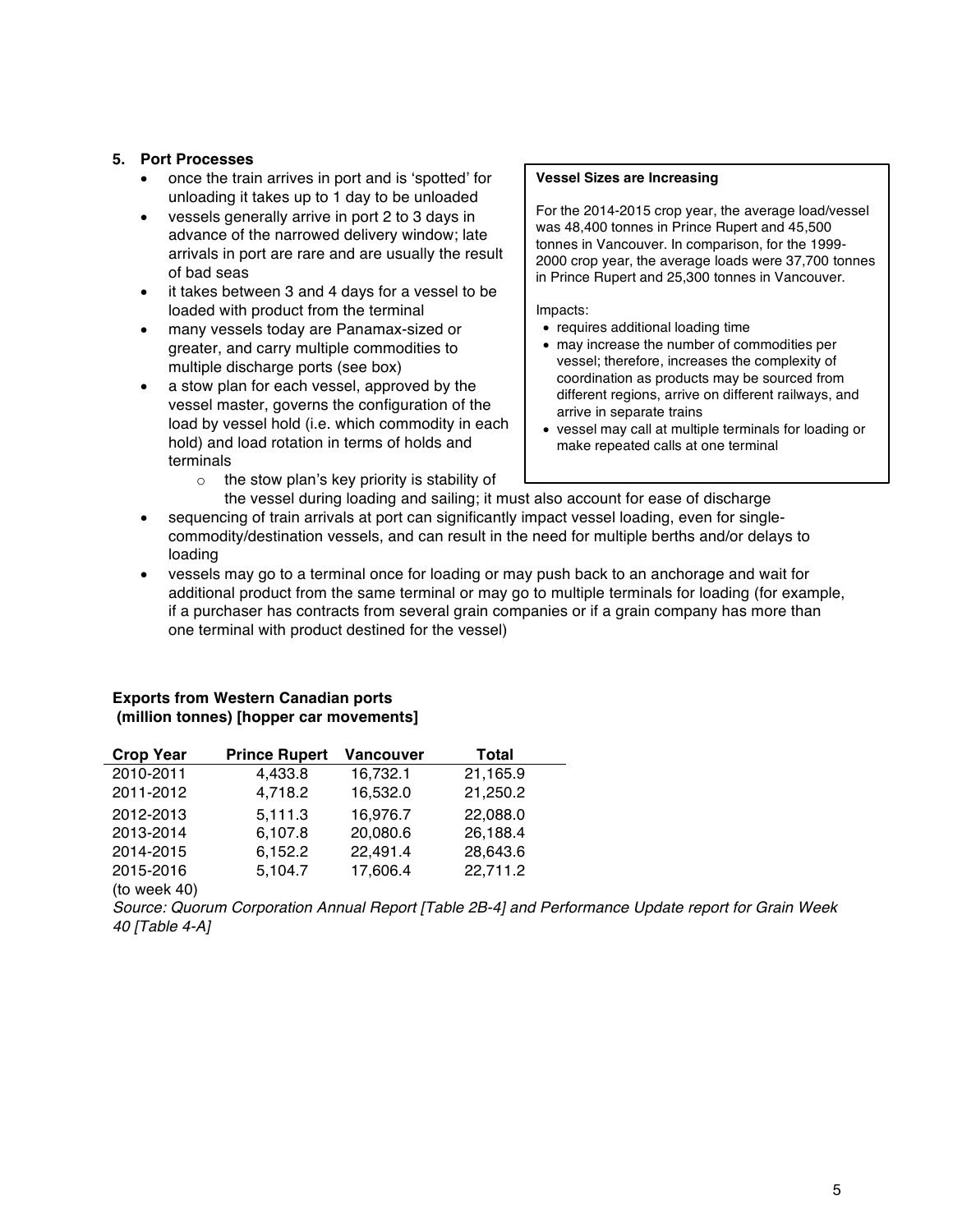## 5. Port Processes

- once the train arrives in port and is 'spotted' for unloading it takes up to 1 day to be unloaded
- vessels generally arrive in port 2 to 3 days in advance of the narrowed delivery window; late arrivals in port are rare and are usually the result of bad seas
- it takes between 3 and 4 days for a vessel to be loaded with product from the terminal
- many vessels today are Panamax-sized or greater, and carry multiple commodities to multiple discharge ports (see box)
- a stow plan for each vessel, approved by the vessel master, governs the configuration of the load by vessel hold (i.e. which commodity in each hold) and load rotation in terms of holds and terminals
    - the stow plan's key priority is stability of the vessel during loading and sailing; it must also account for ease of discharge
- sequencing of train arrivals at port can significantly impact vessel loading, even for single-commodity/destination vessels, and can result in the need for multiple berths and/or delays to loading
- vessels may go to a terminal once for loading or may push back to an anchorage and wait for additional product from the same terminal or may go to multiple terminals for loading (for example, if a purchaser has contracts from several grain companies or if a grain company has more than one terminal with product destined for the vessel)

> **Vessel Sizes are Increasing**
>
> For the 2014-2015 crop year, the average load/vessel was 48,400 tonnes in Prince Rupert and 45,500 tonnes in Vancouver. In comparison, for the 1999-2000 crop year, the average loads were 37,700 tonnes in Prince Rupert and 25,300 tonnes in Vancouver.
>
> Impacts:
> - requires additional loading time
> - may increase the number of commodities per vessel; therefore, increases the complexity of coordination as products may be sourced from different regions, arrive on different railways, and arrive in separate trains
> - vessel may call at multiple terminals for loading or make repeated calls at one terminal

**Exports from Western Canadian ports (million tonnes) [hopper car movements]**

| Crop Year | Prince Rupert | Vancouver | Total |
|---|---|---|---|
| 2010-2011 | 4,433.8 | 16,732.1 | 21,165.9 |
| 2011-2012 | 4,718.2 | 16,532.0 | 21,250.2 |
| 2012-2013 | 5,111.3 | 16,976.7 | 22,088.0 |
| 2013-2014 | 6,107.8 | 20,080.6 | 26,188.4 |
| 2014-2015 | 6,152.2 | 22,491.4 | 28,643.6 |
| 2015-2016 (to week 40) | 5,104.7 | 17,606.4 | 22,711.2 |

*Source: Quorum Corporation Annual Report [Table 2B-4] and Performance Update report for Grain Week 40 [Table 4-A]*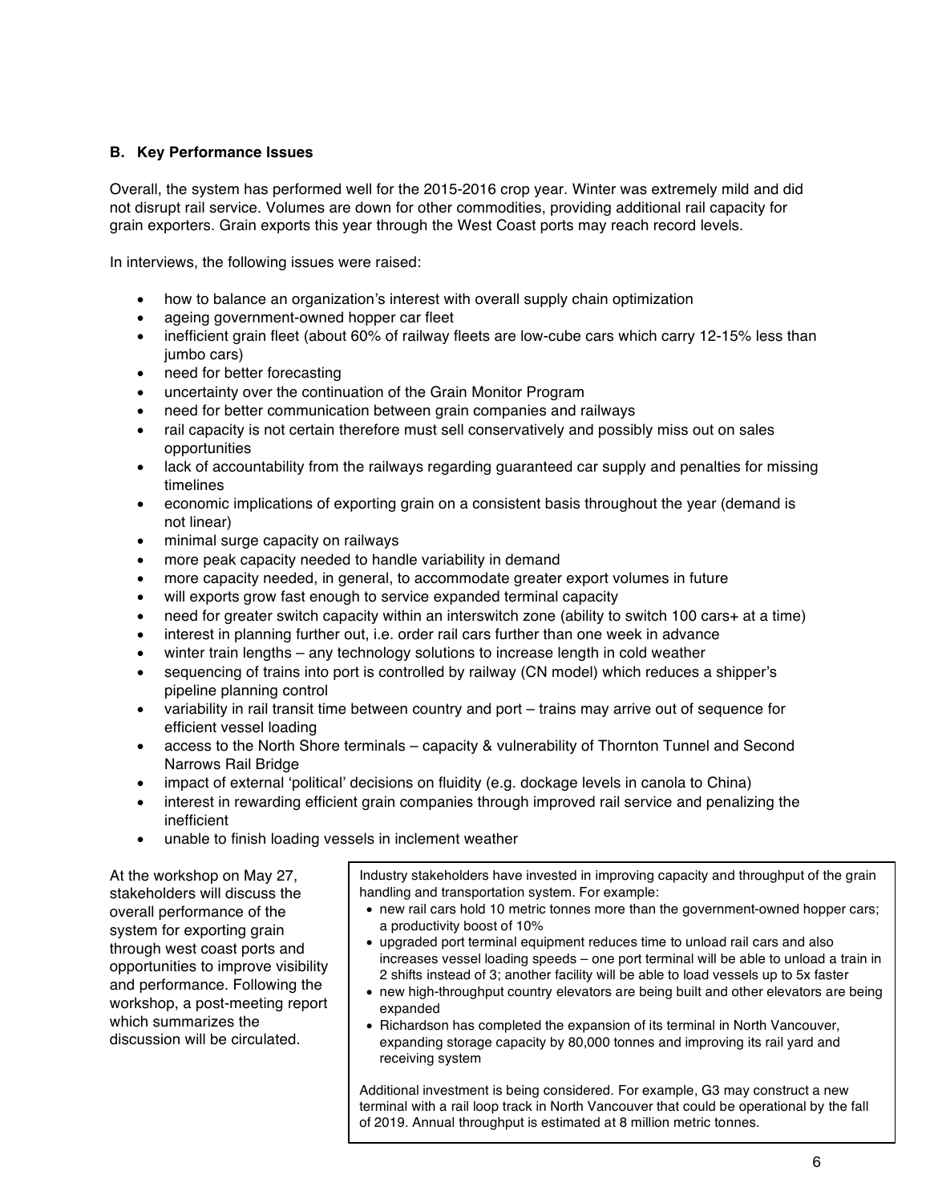## B. Key Performance Issues

Overall, the system has performed well for the 2015-2016 crop year. Winter was extremely mild and did not disrupt rail service. Volumes are down for other commodities, providing additional rail capacity for grain exporters. Grain exports this year through the West Coast ports may reach record levels.

In interviews, the following issues were raised:

- how to balance an organization's interest with overall supply chain optimization
- ageing government-owned hopper car fleet
- inefficient grain fleet (about 60% of railway fleets are low-cube cars which carry 12-15% less than jumbo cars)
- need for better forecasting
- uncertainty over the continuation of the Grain Monitor Program
- need for better communication between grain companies and railways
- rail capacity is not certain therefore must sell conservatively and possibly miss out on sales opportunities
- lack of accountability from the railways regarding guaranteed car supply and penalties for missing timelines
- economic implications of exporting grain on a consistent basis throughout the year (demand is not linear)
- minimal surge capacity on railways
- more peak capacity needed to handle variability in demand
- more capacity needed, in general, to accommodate greater export volumes in future
- will exports grow fast enough to service expanded terminal capacity
- need for greater switch capacity within an interswitch zone (ability to switch 100 cars+ at a time)
- interest in planning further out, i.e. order rail cars further than one week in advance
- winter train lengths – any technology solutions to increase length in cold weather
- sequencing of trains into port is controlled by railway (CN model) which reduces a shipper's pipeline planning control
- variability in rail transit time between country and port – trains may arrive out of sequence for efficient vessel loading
- access to the North Shore terminals – capacity & vulnerability of Thornton Tunnel and Second Narrows Rail Bridge
- impact of external 'political' decisions on fluidity (e.g. dockage levels in canola to China)
- interest in rewarding efficient grain companies through improved rail service and penalizing the inefficient
- unable to finish loading vessels in inclement weather

At the workshop on May 27, stakeholders will discuss the overall performance of the system for exporting grain through west coast ports and opportunities to improve visibility and performance. Following the workshop, a post-meeting report which summarizes the discussion will be circulated.

Industry stakeholders have invested in improving capacity and throughput of the grain handling and transportation system. For example:

- new rail cars hold 10 metric tonnes more than the government-owned hopper cars; a productivity boost of 10%
- upgraded port terminal equipment reduces time to unload rail cars and also increases vessel loading speeds – one port terminal will be able to unload a train in 2 shifts instead of 3; another facility will be able to load vessels up to 5x faster
- new high-throughput country elevators are being built and other elevators are being expanded
- Richardson has completed the expansion of its terminal in North Vancouver, expanding storage capacity by 80,000 tonnes and improving its rail yard and receiving system

Additional investment is being considered. For example, G3 may construct a new terminal with a rail loop track in North Vancouver that could be operational by the fall of 2019. Annual throughput is estimated at 8 million metric tonnes.